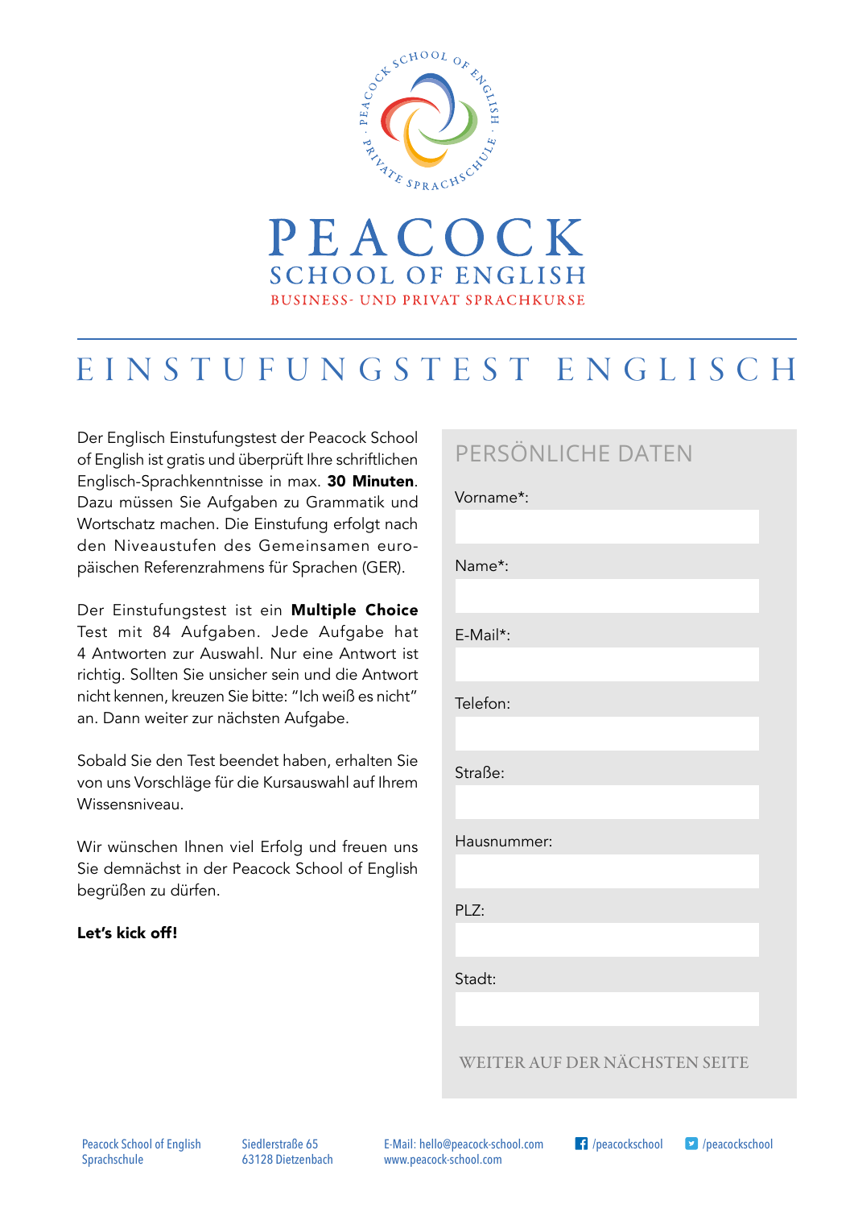PEACOCK SCHOOL OF ENGLISH · PRIVATE SPRACHSCHULE

# PEACOCK
## SCHOOL OF ENGLISH
BUSINESS- UND PRIVAT SPRACHKURSE

# EINSTUFUNGSTEST ENGLISCH

Der Englisch Einstufungstest der Peacock School of English ist gratis und überprüft Ihre schriftlichen Englisch-Sprachkenntnisse in max. **30 Minuten**. Dazu müssen Sie Aufgaben zu Grammatik und Wortschatz machen. Die Einstufung erfolgt nach den Niveaustufen des Gemeinsamen europäischen Referenzrahmens für Sprachen (GER).

Der Einstufungstest ist ein **Multiple Choice** Test mit 84 Aufgaben. Jede Aufgabe hat 4 Antworten zur Auswahl. Nur eine Antwort ist richtig. Sollten Sie unsicher sein und die Antwort nicht kennen, kreuzen Sie bitte: "Ich weiß es nicht" an. Dann weiter zur nächsten Aufgabe.

Sobald Sie den Test beendet haben, erhalten Sie von uns Vorschläge für die Kursauswahl auf Ihrem Wissensniveau.

Wir wünschen Ihnen viel Erfolg und freuen uns Sie demnächst in der Peacock School of English begrüßen zu dürfen.

**Let's kick off!**

## PERSÖNLICHE DATEN

Vorname*:

Name*:

E-Mail*:

Telefon:

Straße:

Hausnummer:

PLZ:

Stadt:

WEITER AUF DER NÄCHSTEN SEITE

Peacock School of English Sprachschule | Siedlerstraße 65, 63128 Dietzenbach | E-Mail: hello@peacock-school.com, www.peacock-school.com | /peacockschool | /peacockschool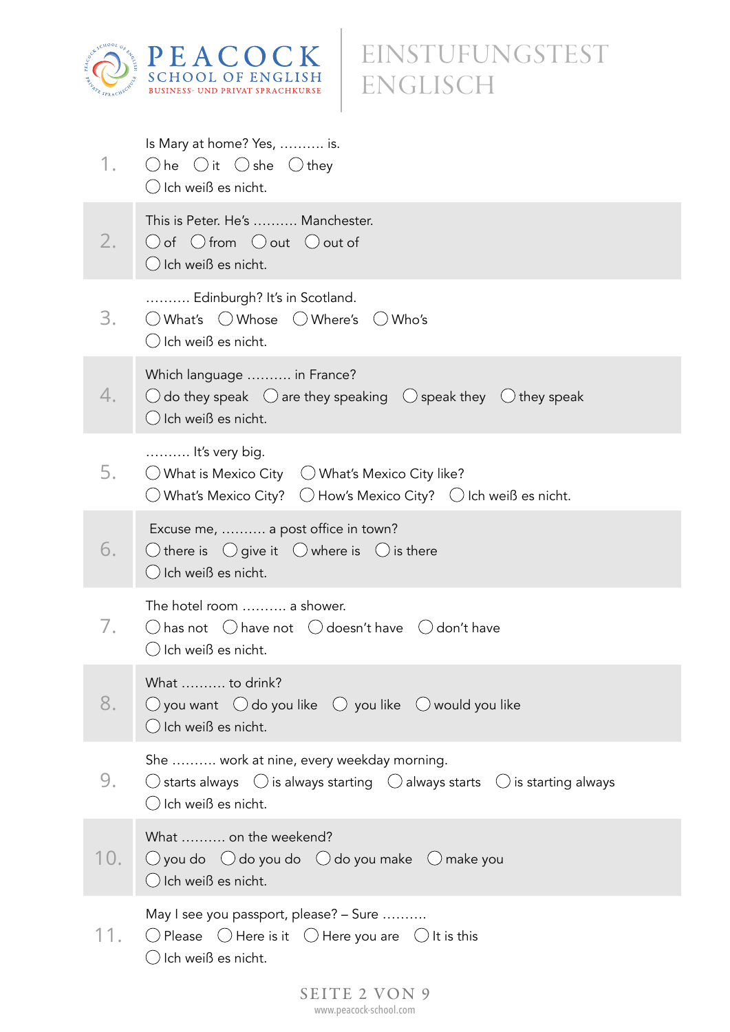# PEACOCK SCHOOL OF ENGLISH

BUSINESS- UND PRIVAT SPRACHKURSE

# EINSTUFUNGSTEST ENGLISCH

1. Is Mary at home? Yes, .......... is.
   - ◯ he ◯ it ◯ she ◯ they
   - ◯ Ich weiß es nicht.

2. This is Peter. He's .......... Manchester.
   - ◯ of ◯ from ◯ out ◯ out of
   - ◯ Ich weiß es nicht.

3. .......... Edinburgh? It's in Scotland.
   - ◯ What's ◯ Whose ◯ Where's ◯ Who's
   - ◯ Ich weiß es nicht.

4. Which language .......... in France?
   - ◯ do they speak ◯ are they speaking ◯ speak they ◯ they speak
   - ◯ Ich weiß es nicht.

5. .......... It's very big.
   - ◯ What is Mexico City ◯ What's Mexico City like?
   - ◯ What's Mexico City? ◯ How's Mexico City? ◯ Ich weiß es nicht.

6. Excuse me, .......... a post office in town?
   - ◯ there is ◯ give it ◯ where is ◯ is there
   - ◯ Ich weiß es nicht.

7. The hotel room .......... a shower.
   - ◯ has not ◯ have not ◯ doesn't have ◯ don't have
   - ◯ Ich weiß es nicht.

8. What .......... to drink?
   - ◯ you want ◯ do you like ◯ you like ◯ would you like
   - ◯ Ich weiß es nicht.

9. She .......... work at nine, every weekday morning.
   - ◯ starts always ◯ is always starting ◯ always starts ◯ is starting always
   - ◯ Ich weiß es nicht.

10. What .......... on the weekend?
    - ◯ you do ◯ do you do ◯ do you make ◯ make you
    - ◯ Ich weiß es nicht.

11. May I see you passport, please? – Sure ..........
    - ◯ Please ◯ Here is it ◯ Here you are ◯ It is this
    - ◯ Ich weiß es nicht.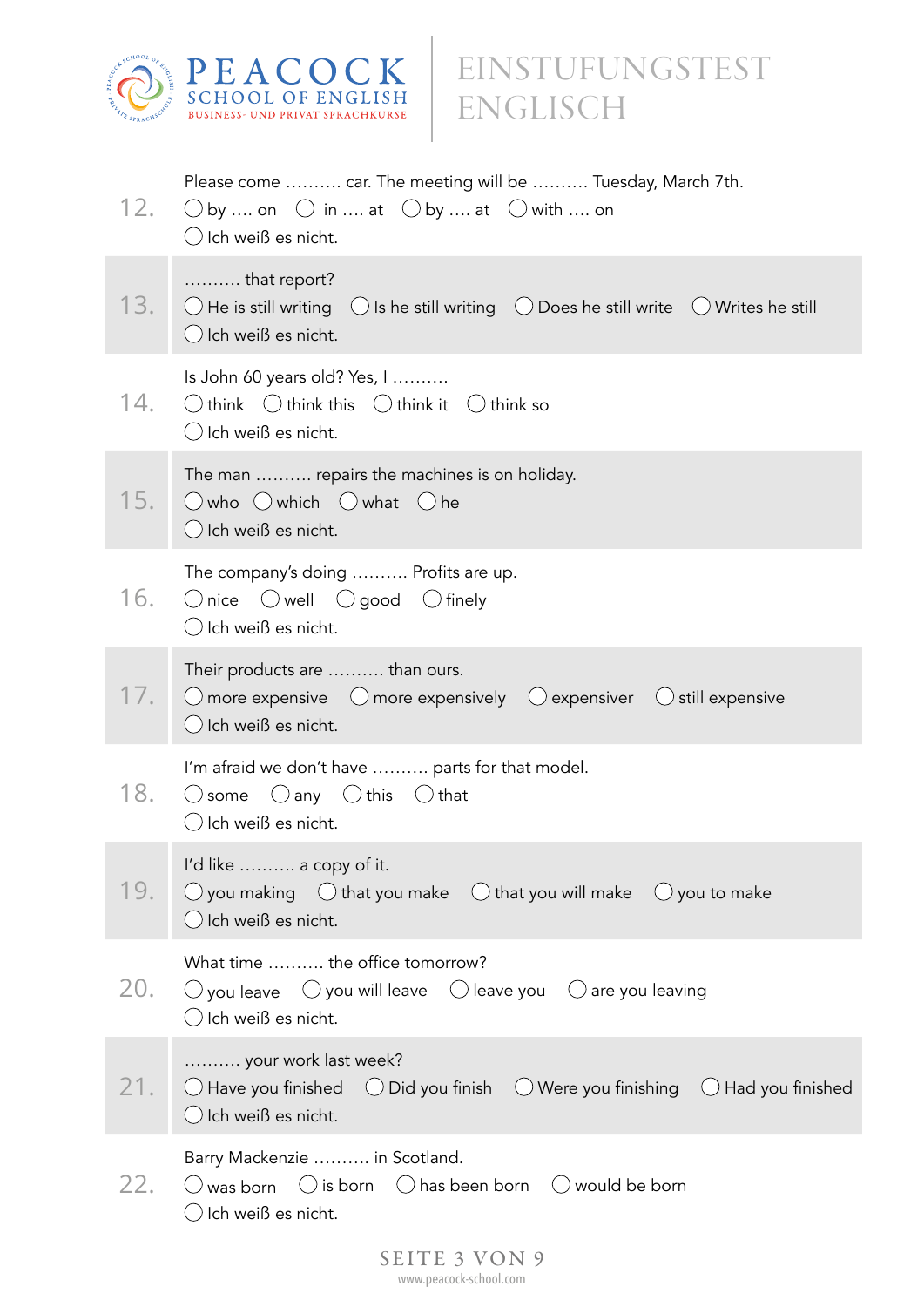12. Please come .......... car. The meeting will be .......... Tuesday, March 7th.
    - ◯ by .... on
    - ◯ in .... at
    - ◯ by .... at
    - ◯ with .... on
    - ◯ Ich weiß es nicht.

13. .......... that report?
    - ◯ He is still writing
    - ◯ Is he still writing
    - ◯ Does he still write
    - ◯ Writes he still
    - ◯ Ich weiß es nicht.

14. Is John 60 years old? Yes, I ..........
    - ◯ think
    - ◯ think this
    - ◯ think it
    - ◯ think so
    - ◯ Ich weiß es nicht.

15. The man .......... repairs the machines is on holiday.
    - ◯ who
    - ◯ which
    - ◯ what
    - ◯ he
    - ◯ Ich weiß es nicht.

16. The company's doing .......... Profits are up.
    - ◯ nice
    - ◯ well
    - ◯ good
    - ◯ finely
    - ◯ Ich weiß es nicht.

17. Their products are .......... than ours.
    - ◯ more expensive
    - ◯ more expensively
    - ◯ expensiver
    - ◯ still expensive
    - ◯ Ich weiß es nicht.

18. I'm afraid we don't have .......... parts for that model.
    - ◯ some
    - ◯ any
    - ◯ this
    - ◯ that
    - ◯ Ich weiß es nicht.

19. I'd like .......... a copy of it.
    - ◯ you making
    - ◯ that you make
    - ◯ that you will make
    - ◯ you to make
    - ◯ Ich weiß es nicht.

20. What time .......... the office tomorrow?
    - ◯ you leave
    - ◯ you will leave
    - ◯ leave you
    - ◯ are you leaving
    - ◯ Ich weiß es nicht.

21. .......... your work last week?
    - ◯ Have you finished
    - ◯ Did you finish
    - ◯ Were you finishing
    - ◯ Had you finished
    - ◯ Ich weiß es nicht.

22. Barry Mackenzie .......... in Scotland.
    - ◯ was born
    - ◯ is born
    - ◯ has been born
    - ◯ would be born
    - ◯ Ich weiß es nicht.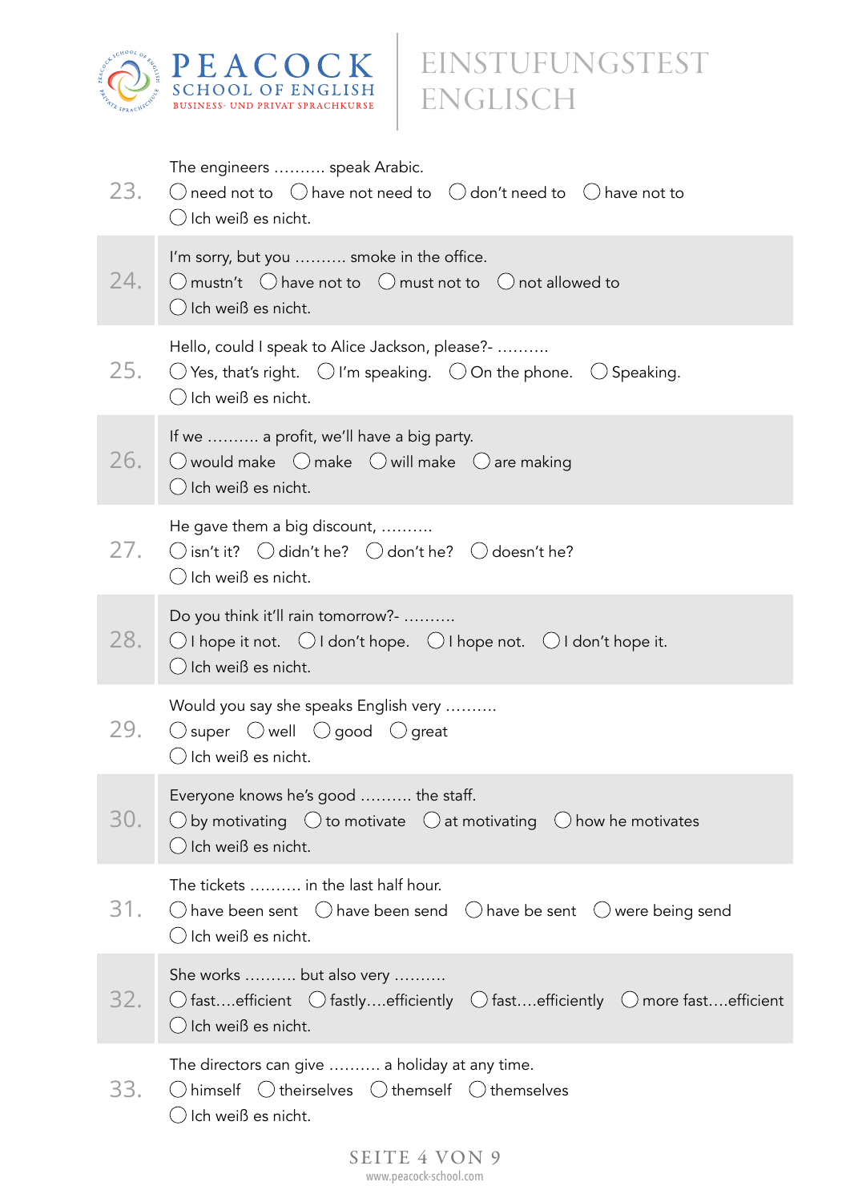23. The engineers .......... speak Arabic.

- ◯ need not to ◯ have not need to ◯ don't need to ◯ have not to
- ◯ Ich weiß es nicht.

24. I'm sorry, but you .......... smoke in the office.

- ◯ mustn't ◯ have not to ◯ must not to ◯ not allowed to
- ◯ Ich weiß es nicht.

25. Hello, could I speak to Alice Jackson, please?- ..........

- ◯ Yes, that's right. ◯ I'm speaking. ◯ On the phone. ◯ Speaking.
- ◯ Ich weiß es nicht.

26. If we .......... a profit, we'll have a big party.

- ◯ would make ◯ make ◯ will make ◯ are making
- ◯ Ich weiß es nicht.

27. He gave them a big discount, ..........

- ◯ isn't it? ◯ didn't he? ◯ don't he? ◯ doesn't he?
- ◯ Ich weiß es nicht.

28. Do you think it'll rain tomorrow?- ..........

- ◯ I hope it not. ◯ I don't hope. ◯ I hope not. ◯ I don't hope it.
- ◯ Ich weiß es nicht.

29. Would you say she speaks English very ..........

- ◯ super ◯ well ◯ good ◯ great
- ◯ Ich weiß es nicht.

30. Everyone knows he's good .......... the staff.

- ◯ by motivating ◯ to motivate ◯ at motivating ◯ how he motivates
- ◯ Ich weiß es nicht.

31. The tickets .......... in the last half hour.

- ◯ have been sent ◯ have been send ◯ have be sent ◯ were being send
- ◯ Ich weiß es nicht.

32. She works .......... but also very ..........

- ◯ fast....efficient ◯ fastly....efficiently ◯ fast....efficiently ◯ more fast....efficient
- ◯ Ich weiß es nicht.

33. The directors can give .......... a holiday at any time.

- ◯ himself ◯ theirselves ◯ themself ◯ themselves
- ◯ Ich weiß es nicht.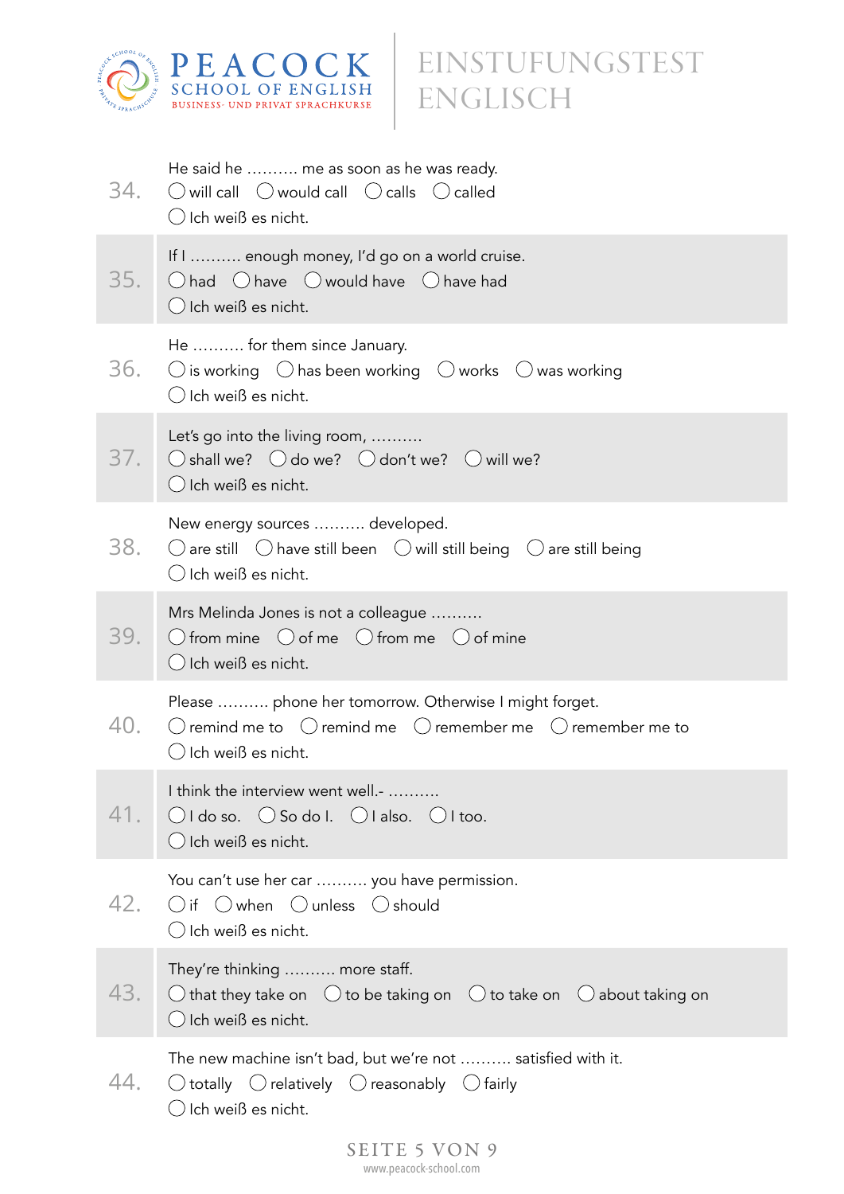34. He said he .......... me as soon as he was ready.
◯ will call ◯ would call ◯ calls ◯ called
◯ Ich weiß es nicht.

35. If I .......... enough money, I'd go on a world cruise.
◯ had ◯ have ◯ would have ◯ have had
◯ Ich weiß es nicht.

36. He .......... for them since January.
◯ is working ◯ has been working ◯ works ◯ was working
◯ Ich weiß es nicht.

37. Let's go into the living room, ..........
◯ shall we? ◯ do we? ◯ don't we? ◯ will we?
◯ Ich weiß es nicht.

38. New energy sources .......... developed.
◯ are still ◯ have still been ◯ will still being ◯ are still being
◯ Ich weiß es nicht.

39. Mrs Melinda Jones is not a colleague ..........
◯ from mine ◯ of me ◯ from me ◯ of mine
◯ Ich weiß es nicht.

40. Please .......... phone her tomorrow. Otherwise I might forget.
◯ remind me to ◯ remind me ◯ remember me ◯ remember me to
◯ Ich weiß es nicht.

41. I think the interview went well.- ..........
◯ I do so. ◯ So do I. ◯ I also. ◯ I too.
◯ Ich weiß es nicht.

42. You can't use her car .......... you have permission.
◯ if ◯ when ◯ unless ◯ should
◯ Ich weiß es nicht.

43. They're thinking .......... more staff.
◯ that they take on ◯ to be taking on ◯ to take on ◯ about taking on
◯ Ich weiß es nicht.

44. The new machine isn't bad, but we're not .......... satisfied with it.
◯ totally ◯ relatively ◯ reasonably ◯ fairly
◯ Ich weiß es nicht.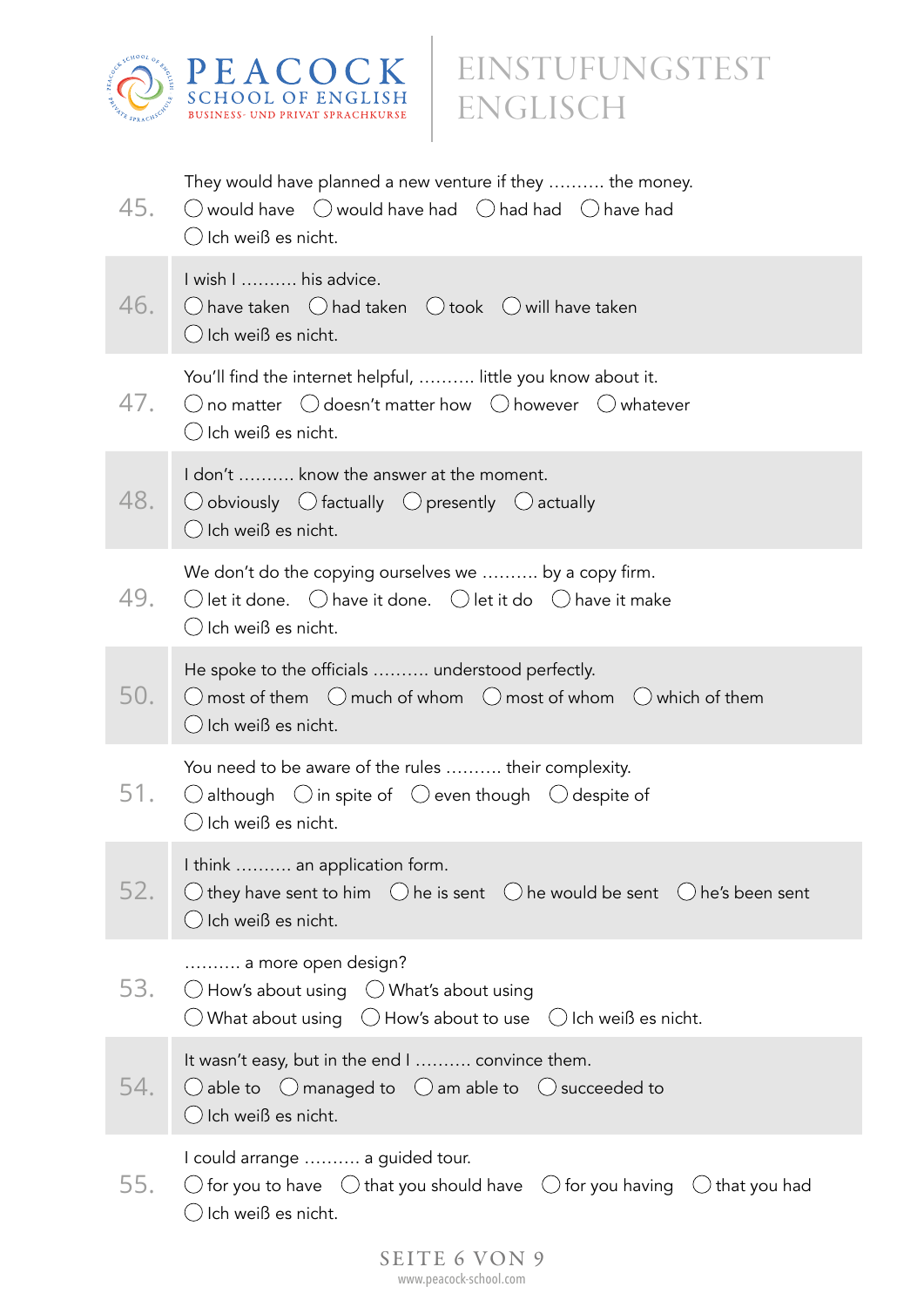**45.** They would have planned a new venture if they .......... the money.
- ◯ would have
- ◯ would have had
- ◯ had had
- ◯ have had
- ◯ Ich weiß es nicht.

**46.** I wish I .......... his advice.
- ◯ have taken
- ◯ had taken
- ◯ took
- ◯ will have taken
- ◯ Ich weiß es nicht.

**47.** You'll find the internet helpful, .......... little you know about it.
- ◯ no matter
- ◯ doesn't matter how
- ◯ however
- ◯ whatever
- ◯ Ich weiß es nicht.

**48.** I don't .......... know the answer at the moment.
- ◯ obviously
- ◯ factually
- ◯ presently
- ◯ actually
- ◯ Ich weiß es nicht.

**49.** We don't do the copying ourselves we .......... by a copy firm.
- ◯ let it done.
- ◯ have it done.
- ◯ let it do
- ◯ have it make
- ◯ Ich weiß es nicht.

**50.** He spoke to the officials .......... understood perfectly.
- ◯ most of them
- ◯ much of whom
- ◯ most of whom
- ◯ which of them
- ◯ Ich weiß es nicht.

**51.** You need to be aware of the rules .......... their complexity.
- ◯ although
- ◯ in spite of
- ◯ even though
- ◯ despite of
- ◯ Ich weiß es nicht.

**52.** I think .......... an application form.
- ◯ they have sent to him
- ◯ he is sent
- ◯ he would be sent
- ◯ he's been sent
- ◯ Ich weiß es nicht.

**53.** .......... a more open design?
- ◯ How's about using
- ◯ What's about using
- ◯ What about using
- ◯ How's about to use
- ◯ Ich weiß es nicht.

**54.** It wasn't easy, but in the end I .......... convince them.
- ◯ able to
- ◯ managed to
- ◯ am able to
- ◯ succeeded to
- ◯ Ich weiß es nicht.

**55.** I could arrange .......... a guided tour.
- ◯ for you to have
- ◯ that you should have
- ◯ for you having
- ◯ that you had
- ◯ Ich weiß es nicht.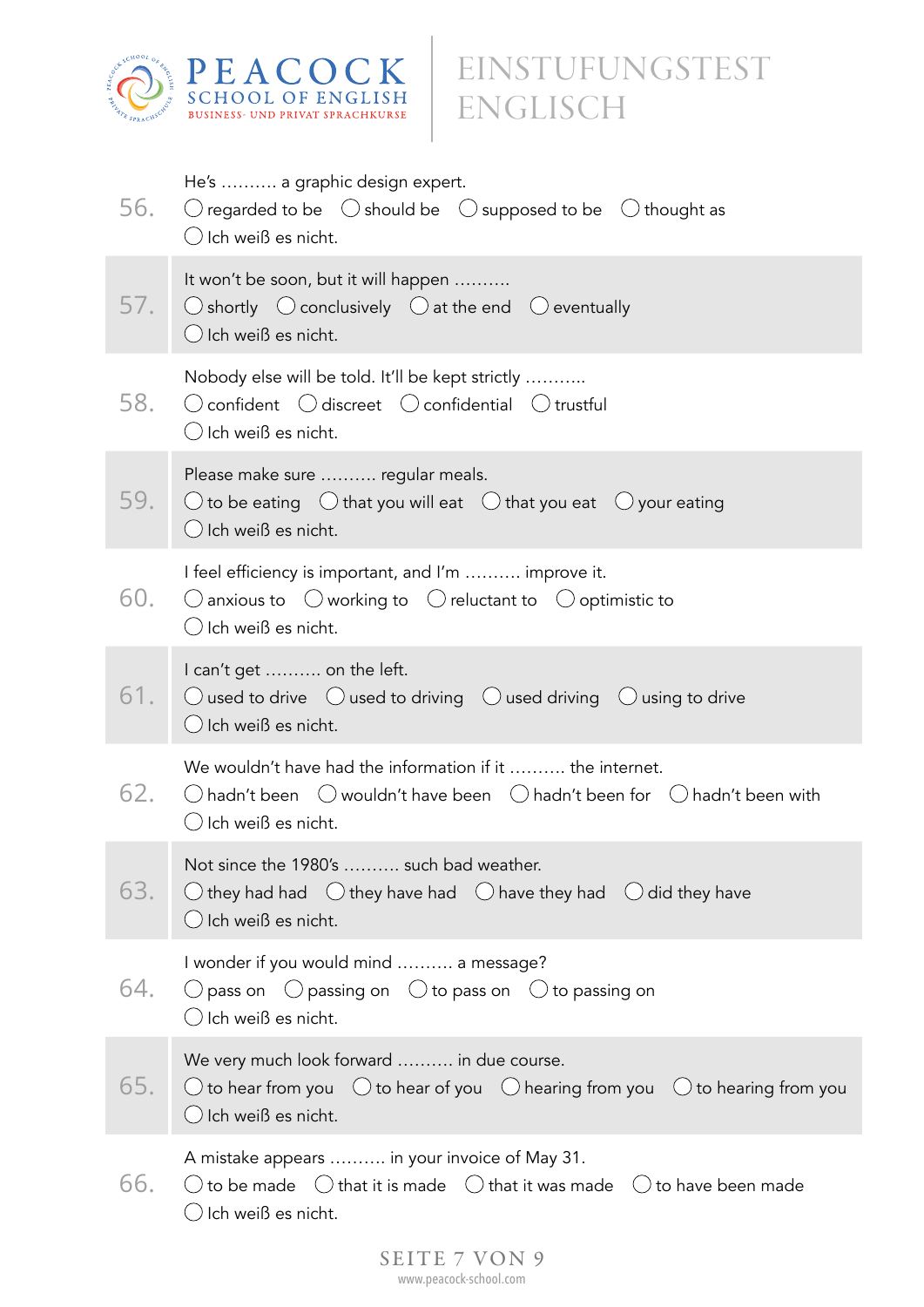**56.** He's .......... a graphic design expert.

- ◯ regarded to be ◯ should be ◯ supposed to be ◯ thought as
- ◯ Ich weiß es nicht.

**57.** It won't be soon, but it will happen ..........

- ◯ shortly ◯ conclusively ◯ at the end ◯ eventually
- ◯ Ich weiß es nicht.

**58.** Nobody else will be told. It'll be kept strictly ...........

- ◯ confident ◯ discreet ◯ confidential ◯ trustful
- ◯ Ich weiß es nicht.

**59.** Please make sure .......... regular meals.

- ◯ to be eating ◯ that you will eat ◯ that you eat ◯ your eating
- ◯ Ich weiß es nicht.

**60.** I feel efficiency is important, and I'm .......... improve it.

- ◯ anxious to ◯ working to ◯ reluctant to ◯ optimistic to
- ◯ Ich weiß es nicht.

**61.** I can't get .......... on the left.

- ◯ used to drive ◯ used to driving ◯ used driving ◯ using to drive
- ◯ Ich weiß es nicht.

**62.** We wouldn't have had the information if it .......... the internet.

- ◯ hadn't been ◯ wouldn't have been ◯ hadn't been for ◯ hadn't been with
- ◯ Ich weiß es nicht.

**63.** Not since the 1980's .......... such bad weather.

- ◯ they had had ◯ they have had ◯ have they had ◯ did they have
- ◯ Ich weiß es nicht.

**64.** I wonder if you would mind .......... a message?

- ◯ pass on ◯ passing on ◯ to pass on ◯ to passing on
- ◯ Ich weiß es nicht.

**65.** We very much look forward .......... in due course.

- ◯ to hear from you ◯ to hear of you ◯ hearing from you ◯ to hearing from you
- ◯ Ich weiß es nicht.

**66.** A mistake appears .......... in your invoice of May 31.

- ◯ to be made ◯ that it is made ◯ that it was made ◯ to have been made
- ◯ Ich weiß es nicht.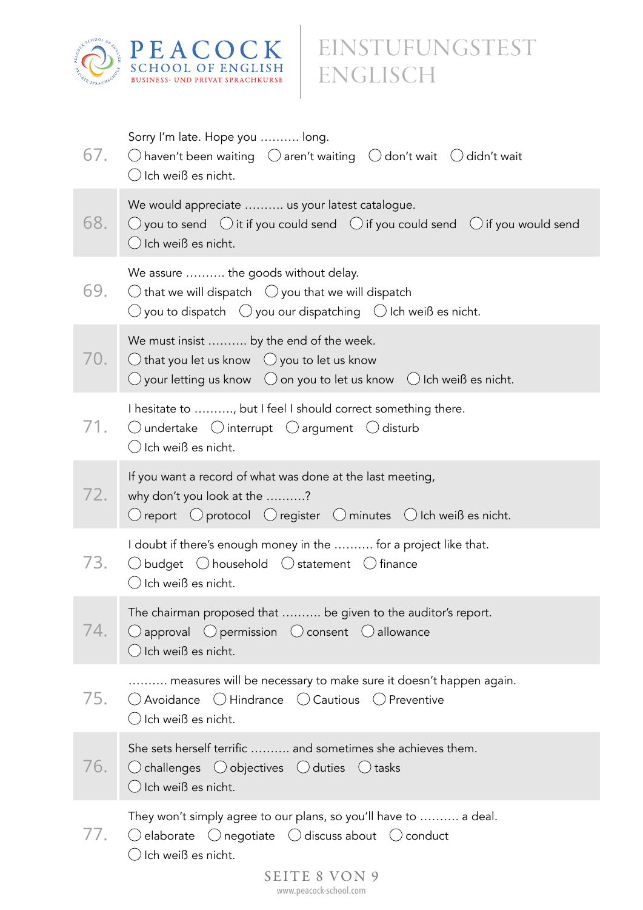67. Sorry I'm late. Hope you .......... long.
- ◯ haven't been waiting
- ◯ aren't waiting
- ◯ don't wait
- ◯ didn't wait
- ◯ Ich weiß es nicht.

68. We would appreciate .......... us your latest catalogue.
- ◯ you to send
- ◯ it if you could send
- ◯ if you could send
- ◯ if you would send
- ◯ Ich weiß es nicht.

69. We assure .......... the goods without delay.
- ◯ that we will dispatch
- ◯ you that we will dispatch
- ◯ you to dispatch
- ◯ you our dispatching
- ◯ Ich weiß es nicht.

70. We must insist .......... by the end of the week.
- ◯ that you let us know
- ◯ you to let us know
- ◯ your letting us know
- ◯ on you to let us know
- ◯ Ich weiß es nicht.

71. I hesitate to .........., but I feel I should correct something there.
- ◯ undertake
- ◯ interrupt
- ◯ argument
- ◯ disturb
- ◯ Ich weiß es nicht.

72. If you want a record of what was done at the last meeting, why don't you look at the ..........?
- ◯ report
- ◯ protocol
- ◯ register
- ◯ minutes
- ◯ Ich weiß es nicht.

73. I doubt if there's enough money in the .......... for a project like that.
- ◯ budget
- ◯ household
- ◯ statement
- ◯ finance
- ◯ Ich weiß es nicht.

74. The chairman proposed that .......... be given to the auditor's report.
- ◯ approval
- ◯ permission
- ◯ consent
- ◯ allowance
- ◯ Ich weiß es nicht.

75. .......... measures will be necessary to make sure it doesn't happen again.
- ◯ Avoidance
- ◯ Hindrance
- ◯ Cautious
- ◯ Preventive
- ◯ Ich weiß es nicht.

76. She sets herself terrific .......... and sometimes she achieves them.
- ◯ challenges
- ◯ objectives
- ◯ duties
- ◯ tasks
- ◯ Ich weiß es nicht.

77. They won't simply agree to our plans, so you'll have to .......... a deal.
- ◯ elaborate
- ◯ negotiate
- ◯ discuss about
- ◯ conduct
- ◯ Ich weiß es nicht.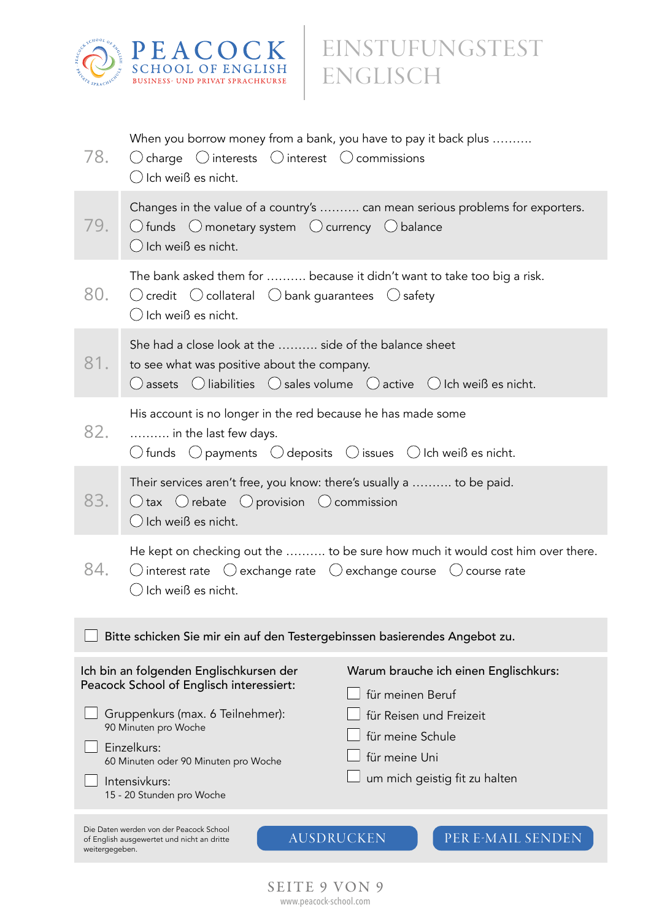# EINSTUFUNGSTEST ENGLISCH

PEACOCK SCHOOL OF ENGLISH
BUSINESS- UND PRIVAT SPRACHKURSE

**78.** When you borrow money from a bank, you have to pay it back plus ..........

◯ charge ◯ interests ◯ interest ◯ commissions
◯ Ich weiß es nicht.

**79.** Changes in the value of a country's .......... can mean serious problems for exporters.

◯ funds ◯ monetary system ◯ currency ◯ balance
◯ Ich weiß es nicht.

**80.** The bank asked them for .......... because it didn't want to take too big a risk.

◯ credit ◯ collateral ◯ bank guarantees ◯ safety
◯ Ich weiß es nicht.

**81.** She had a close look at the .......... side of the balance sheet to see what was positive about the company.

◯ assets ◯ liabilities ◯ sales volume ◯ active ◯ Ich weiß es nicht.

**82.** His account is no longer in the red because he has made some .......... in the last few days.

◯ funds ◯ payments ◯ deposits ◯ issues ◯ Ich weiß es nicht.

**83.** Their services aren't free, you know: there's usually a .......... to be paid.

◯ tax ◯ rebate ◯ provision ◯ commission
◯ Ich weiß es nicht.

**84.** He kept on checking out the .......... to be sure how much it would cost him over there.

◯ interest rate ◯ exchange rate ◯ exchange course ◯ course rate
◯ Ich weiß es nicht.

☐ Bitte schicken Sie mir ein auf den Testergebinssen basierendes Angebot zu.

**Ich bin an folgenden Englischkursen der Peacock School of Englisch interessiert:**

☐ Gruppenkurs (max. 6 Teilnehmer):
90 Minuten pro Woche

☐ Einzelkurs:
60 Minuten oder 90 Minuten pro Woche

☐ Intensivkurs:
15 - 20 Stunden pro Woche

**Warum brauche ich einen Englischkurs:**

☐ für meinen Beruf
☐ für Reisen und Freizeit
☐ für meine Schule
☐ für meine Uni
☐ um mich geistig fit zu halten

Die Daten werden von der Peacock School of English ausgewertet und nicht an dritte weitergegeben.

AUSDRUCKEN | PER E-MAIL SENDEN

www.peacock-school.com